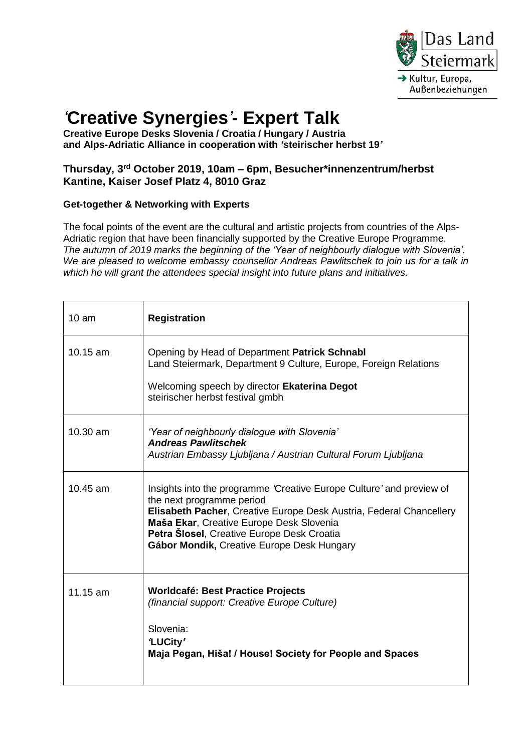Das Land Steiermark
→ Kultur, Europa, Außenbeziehungen

# 'Creative Synergies'- Expert Talk

**Creative Europe Desks Slovenia / Croatia / Hungary / Austria and Alps-Adriatic Alliance in cooperation with 'steirischer herbst 19'**

### Thursday, 3rd October 2019, 10am – 6pm, Besucher*innenzentrum/herbst Kantine, Kaiser Josef Platz 4, 8010 Graz

**Get-together & Networking with Experts**

The focal points of the event are the cultural and artistic projects from countries of the Alps-Adriatic region that have been financially supported by the Creative Europe Programme. *The autumn of 2019 marks the beginning of the 'Year of neighbourly dialogue with Slovenia'. We are pleased to welcome embassy counsellor Andreas Pawlitschek to join us for a talk in which he will grant the attendees special insight into future plans and initiatives.*

| | |
|---|---|
| 10 am | **Registration** |
| 10.15 am | Opening by Head of Department **Patrick Schnabl**<br>Land Steiermark, Department 9 Culture, Europe, Foreign Relations<br><br>Welcoming speech by director **Ekaterina Degot**<br>steirischer herbst festival gmbh |
| 10.30 am | *'Year of neighbourly dialogue with Slovenia'*<br>***Andreas Pawlitschek***<br>*Austrian Embassy Ljubljana / Austrian Cultural Forum Ljubljana* |
| 10.45 am | Insights into the programme 'Creative Europe Culture' and preview of the next programme period<br>**Elisabeth Pacher**, Creative Europe Desk Austria, Federal Chancellery<br>**Maša Ekar**, Creative Europe Desk Slovenia<br>**Petra Šlosel**, Creative Europe Desk Croatia<br>**Gábor Mondik,** Creative Europe Desk Hungary |
| 11.15 am | **Worldcafé: Best Practice Projects**<br>*(financial support: Creative Europe Culture)*<br><br>Slovenia:<br>**'LUCity'**<br>**Maja Pegan, Hiša! / House! Society for People and Spaces** |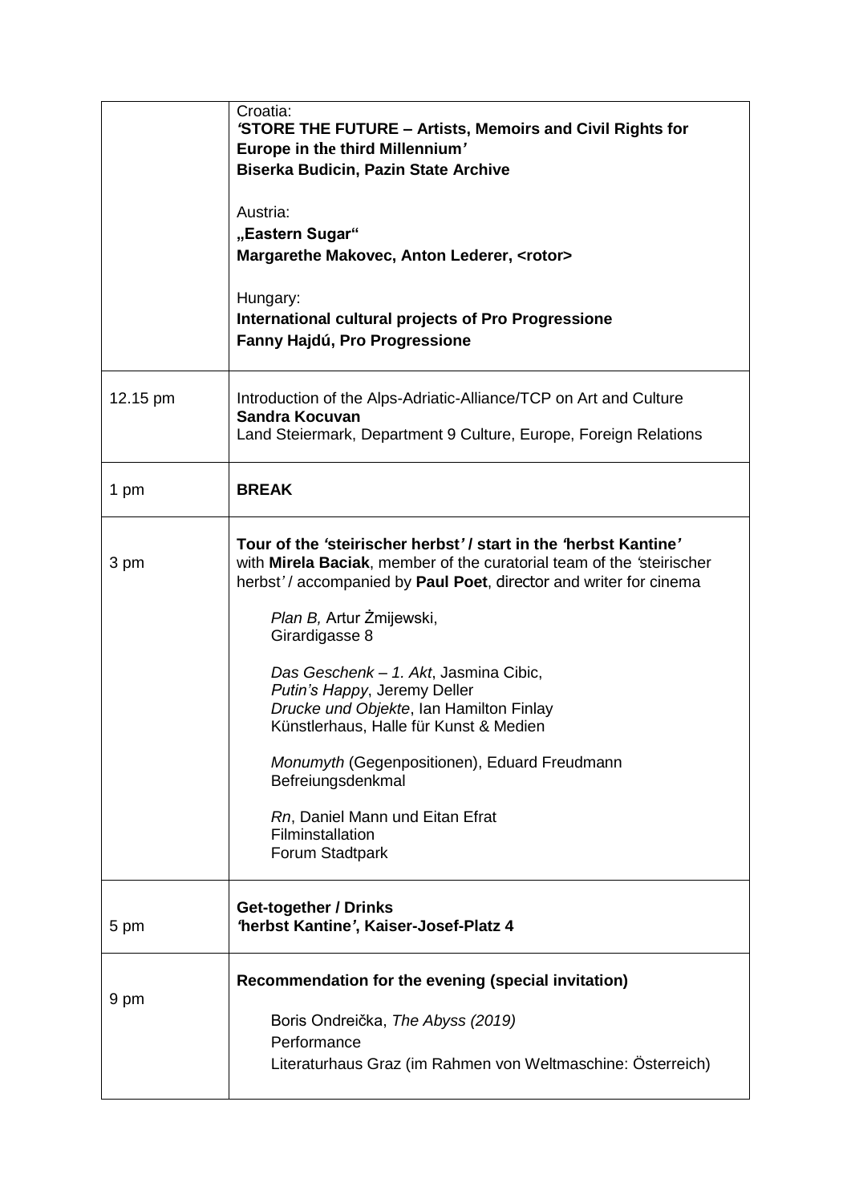| | |
|---|---|
| | Croatia:<br>**'STORE THE FUTURE – Artists, Memoirs and Civil Rights for Europe in the third Millennium'**<br>**Biserka Budicin, Pazin State Archive**<br><br>Austria:<br>**„Eastern Sugar"**<br>**Margarethe Makovec, Anton Lederer, <rotor>**<br><br>Hungary:<br>**International cultural projects of Pro Progressione**<br>**Fanny Hajdú, Pro Progressione** |
| 12.15 pm | Introduction of the Alps-Adriatic-Alliance/TCP on Art and Culture<br>**Sandra Kocuvan**<br>Land Steiermark, Department 9 Culture, Europe, Foreign Relations |
| 1 pm | **BREAK** |
| 3 pm | **Tour of the 'steirischer herbst' / start in the 'herbst Kantine'** with **Mirela Baciak**, member of the curatorial team of the 'steirischer herbst' / accompanied by **Paul Poet**, director and writer for cinema<br><br>*Plan B,* Artur Żmijewski,<br>Girardigasse 8<br><br>*Das Geschenk – 1. Akt*, Jasmina Cibic,<br>*Putin's Happy*, Jeremy Deller<br>*Drucke und Objekte*, Ian Hamilton Finlay<br>Künstlerhaus, Halle für Kunst & Medien<br><br>*Monumyth* (Gegenpositionen), Eduard Freudmann<br>Befreiungsdenkmal<br><br>*Rn*, Daniel Mann und Eitan Efrat<br>Filminstallation<br>Forum Stadtpark |
| 5 pm | **Get-together / Drinks**<br>**'herbst Kantine', Kaiser-Josef-Platz 4** |
| 9 pm | **Recommendation for the evening (special invitation)**<br><br>Boris Ondreička, *The Abyss (2019)*<br>Performance<br>Literaturhaus Graz (im Rahmen von Weltmaschine: Österreich) |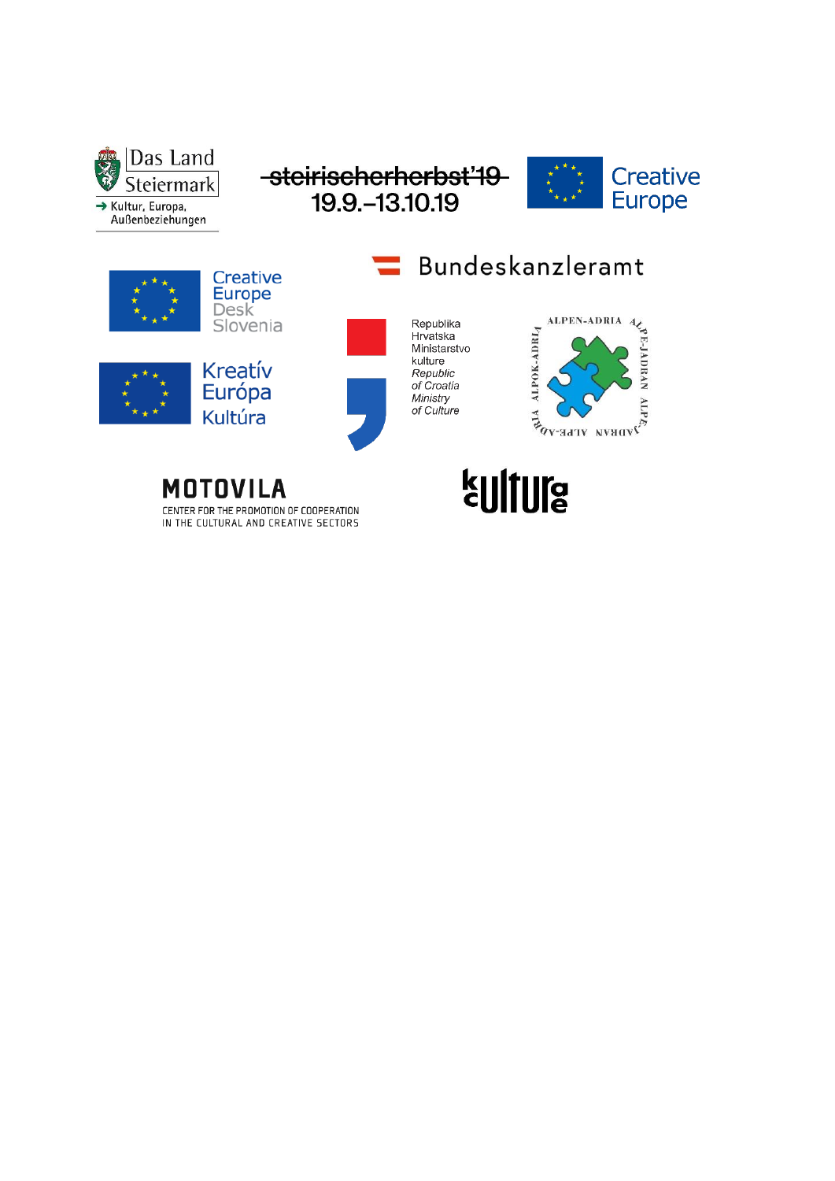Das Land Steiermark

→ Kultur, Europa, Außenbeziehungen

~~steirischerherbst'19~~
19.9.–13.10.19

Creative Europe

Creative Europe Desk Slovenia

Bundeskanzleramt

Kreatív Európa Kultúra

Republika Hrvatska Ministarstvo kulture

*Republic of Croatia Ministry of Culture*

ALPEN-ADRIA ALPE-JADRAN ALPE-ADRIA ALPOK-ADRIA

MOTOVILA

CENTER FOR THE PROMOTION OF COOPERATION IN THE CULTURAL AND CREATIVE SECTORS

kulturace